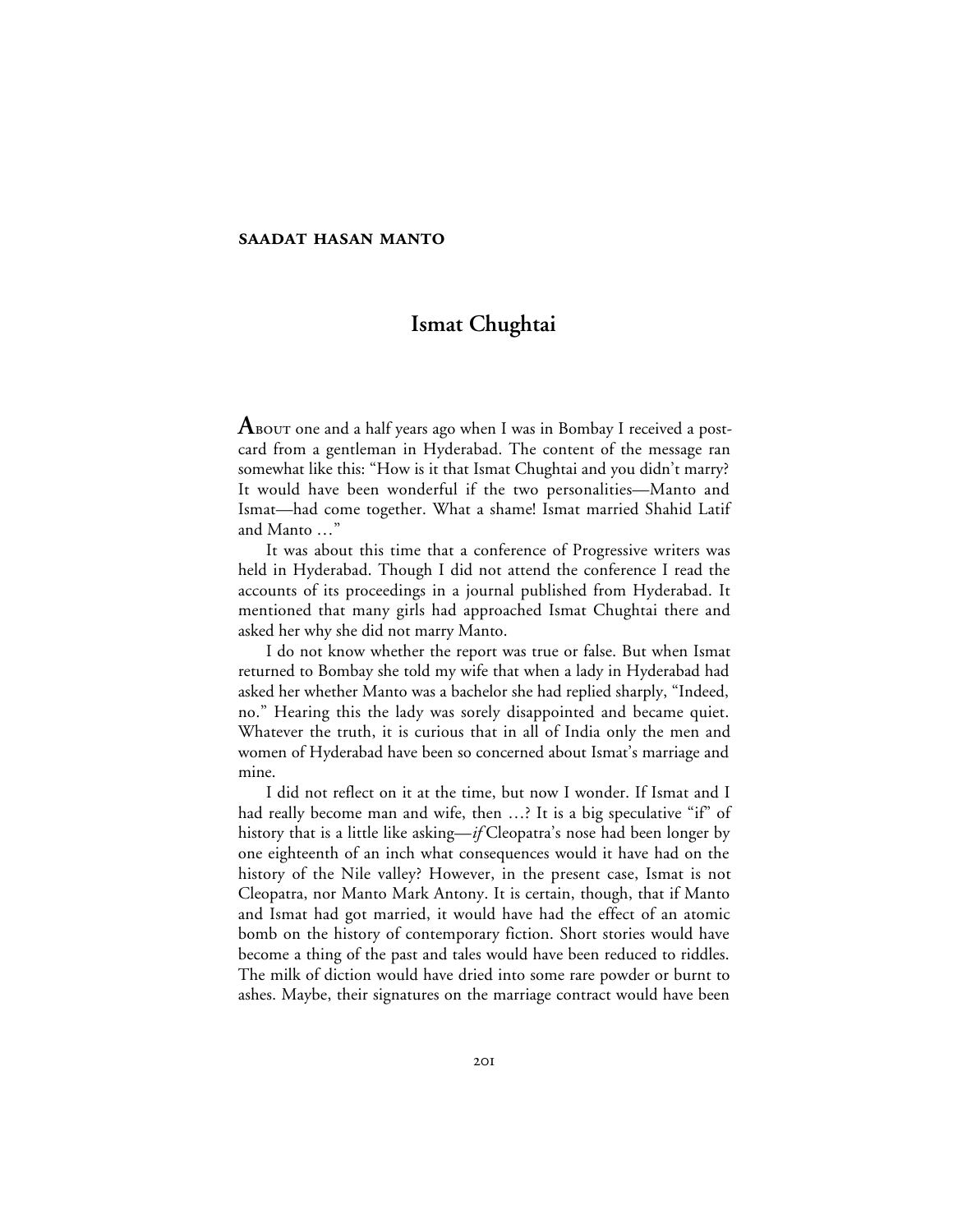**SAADAT HASAN MANTO**

# Ismat Chughtai

About one and a half years ago when I was in Bombay I received a postcard from a gentleman in Hyderabad. The content of the message ran somewhat like this: "How is it that Ismat Chughtai and you didn't marry? It would have been wonderful if the two personalities—Manto and Ismat—had come together. What a shame! Ismat married Shahid Latif and Manto …"

It was about this time that a conference of Progressive writers was held in Hyderabad. Though I did not attend the conference I read the accounts of its proceedings in a journal published from Hyderabad. It mentioned that many girls had approached Ismat Chughtai there and asked her why she did not marry Manto.

I do not know whether the report was true or false. But when Ismat returned to Bombay she told my wife that when a lady in Hyderabad had asked her whether Manto was a bachelor she had replied sharply, "Indeed, no." Hearing this the lady was sorely disappointed and became quiet. Whatever the truth, it is curious that in all of India only the men and women of Hyderabad have been so concerned about Ismat's marriage and mine.

I did not reflect on it at the time, but now I wonder. If Ismat and I had really become man and wife, then …? It is a big speculative "if" of history that is a little like asking—*if* Cleopatra's nose had been longer by one eighteenth of an inch what consequences would it have had on the history of the Nile valley? However, in the present case, Ismat is not Cleopatra, nor Manto Mark Antony. It is certain, though, that if Manto and Ismat had got married, it would have had the effect of an atomic bomb on the history of contemporary fiction. Short stories would have become a thing of the past and tales would have been reduced to riddles. The milk of diction would have dried into some rare powder or burnt to ashes. Maybe, their signatures on the marriage contract would have been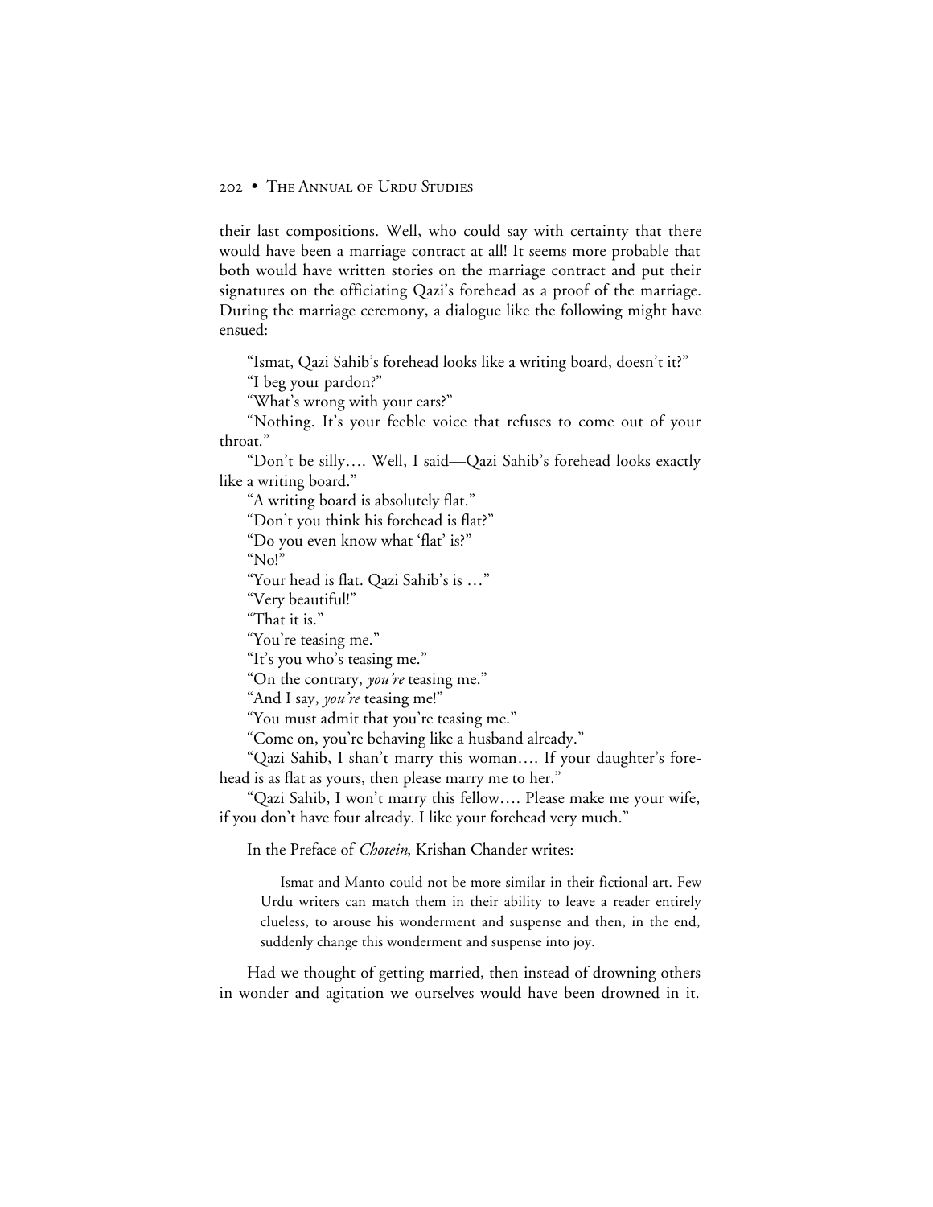their last compositions. Well, who could say with certainty that there would have been a marriage contract at all! It seems more probable that both would have written stories on the marriage contract and put their signatures on the officiating Qazi's forehead as a proof of the marriage. During the marriage ceremony, a dialogue like the following might have ensued:

"Ismat, Qazi Sahib's forehead looks like a writing board, doesn't it?"

"I beg your pardon?"

"What's wrong with your ears?"

"Nothing. It's your feeble voice that refuses to come out of your throat."

"Don't be silly.... Well, I said—Qazi Sahib's forehead looks exactly like a writing board."

"A writing board is absolutely flat."

"Don't you think his forehead is flat?"

"Do you even know what 'flat' is?"

"No!"

"Your head is flat. Qazi Sahib's is ..."

"Very beautiful!"

"That it is."

"You're teasing me."

"It's you who's teasing me."

"On the contrary, *you're* teasing me."

"And I say, *you're* teasing me!"

"You must admit that you're teasing me."

"Come on, you're behaving like a husband already."

"Qazi Sahib, I shan't marry this woman.... If your daughter's forehead is as flat as yours, then please marry me to her."

"Qazi Sahib, I won't marry this fellow.... Please make me your wife, if you don't have four already. I like your forehead very much."

In the Preface of *Chotein*, Krishan Chander writes:

> Ismat and Manto could not be more similar in their fictional art. Few Urdu writers can match them in their ability to leave a reader entirely clueless, to arouse his wonderment and suspense and then, in the end, suddenly change this wonderment and suspense into joy.

Had we thought of getting married, then instead of drowning others in wonder and agitation we ourselves would have been drowned in it.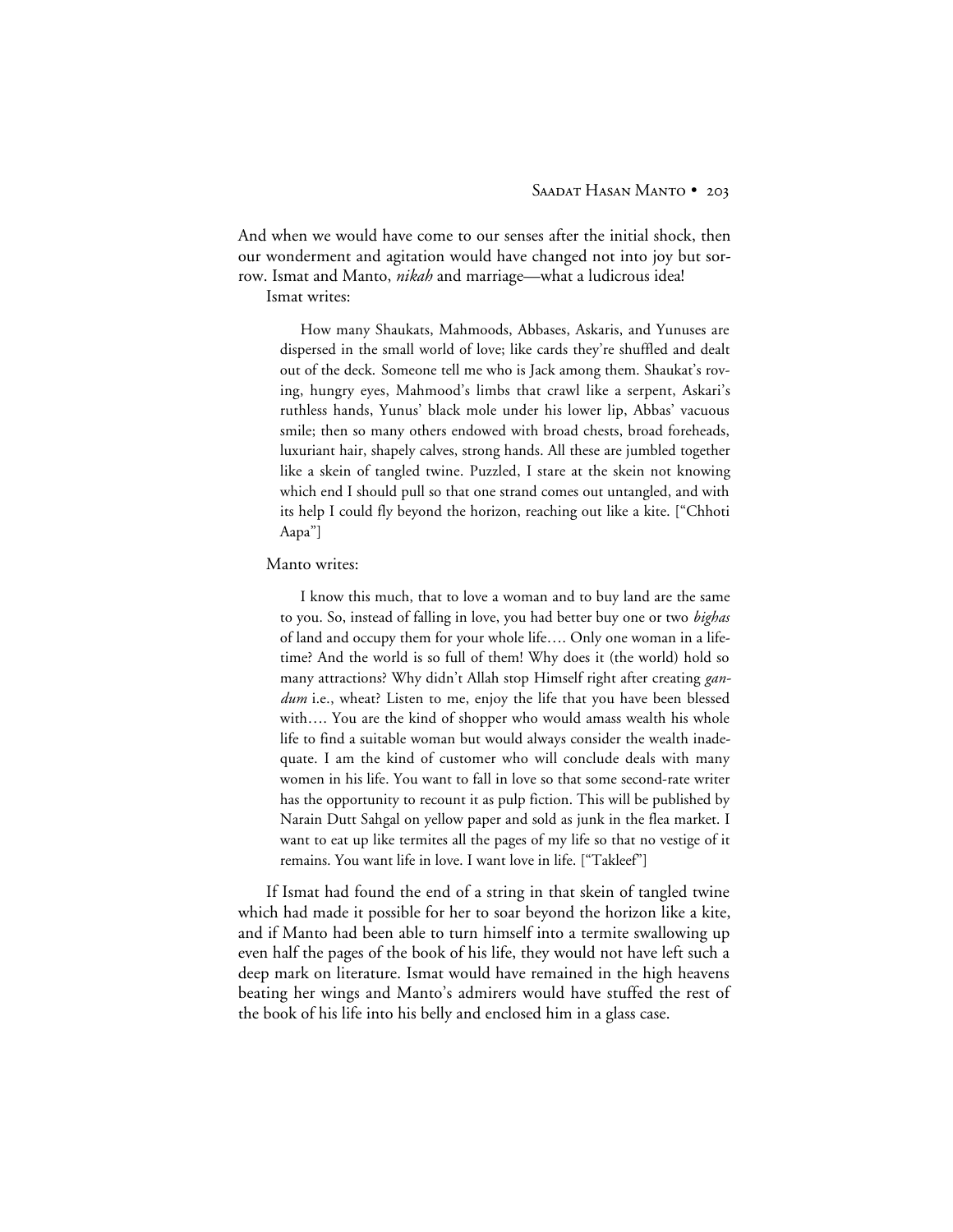And when we would have come to our senses after the initial shock, then our wonderment and agitation would have changed not into joy but sorrow. Ismat and Manto, *nikah* and marriage—what a ludicrous idea!

Ismat writes:

> How many Shaukats, Mahmoods, Abbases, Askaris, and Yunuses are dispersed in the small world of love; like cards they're shuffled and dealt out of the deck. Someone tell me who is Jack among them. Shaukat's roving, hungry eyes, Mahmood's limbs that crawl like a serpent, Askari's ruthless hands, Yunus' black mole under his lower lip, Abbas' vacuous smile; then so many others endowed with broad chests, broad foreheads, luxuriant hair, shapely calves, strong hands. All these are jumbled together like a skein of tangled twine. Puzzled, I stare at the skein not knowing which end I should pull so that one strand comes out untangled, and with its help I could fly beyond the horizon, reaching out like a kite. ["Chhoti Aapa"]

Manto writes:

> I know this much, that to love a woman and to buy land are the same to you. So, instead of falling in love, you had better buy one or two *bighas* of land and occupy them for your whole life.... Only one woman in a lifetime? And the world is so full of them! Why does it (the world) hold so many attractions? Why didn't Allah stop Himself right after creating *gandum* i.e., wheat? Listen to me, enjoy the life that you have been blessed with.... You are the kind of shopper who would amass wealth his whole life to find a suitable woman but would always consider the wealth inadequate. I am the kind of customer who will conclude deals with many women in his life. You want to fall in love so that some second-rate writer has the opportunity to recount it as pulp fiction. This will be published by Narain Dutt Sahgal on yellow paper and sold as junk in the flea market. I want to eat up like termites all the pages of my life so that no vestige of it remains. You want life in love. I want love in life. ["Takleef"]

If Ismat had found the end of a string in that skein of tangled twine which had made it possible for her to soar beyond the horizon like a kite, and if Manto had been able to turn himself into a termite swallowing up even half the pages of the book of his life, they would not have left such a deep mark on literature. Ismat would have remained in the high heavens beating her wings and Manto's admirers would have stuffed the rest of the book of his life into his belly and enclosed him in a glass case.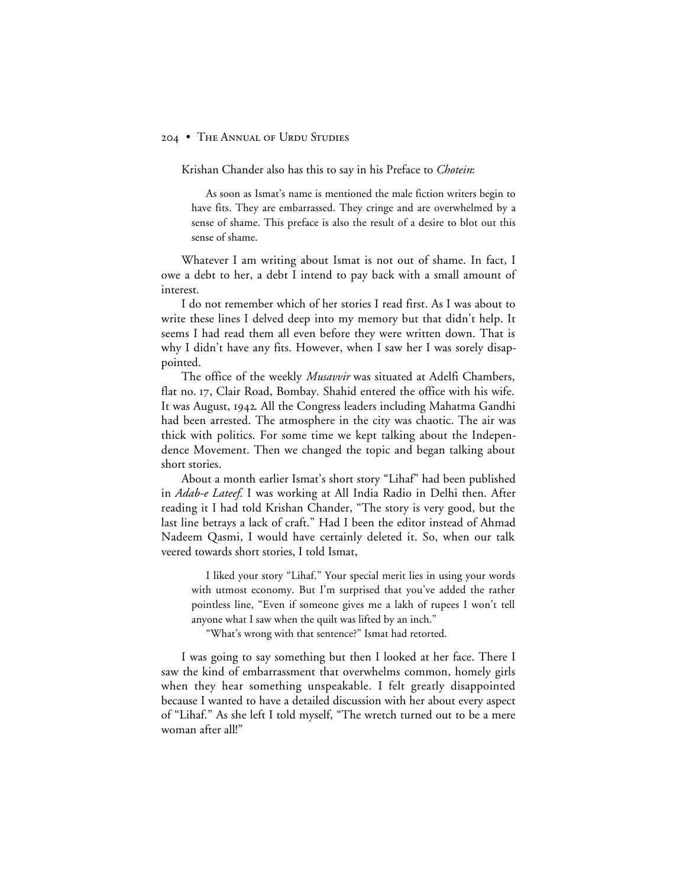Krishan Chander also has this to say in his Preface to *Chotein*:

> As soon as Ismat's name is mentioned the male fiction writers begin to have fits. They are embarrassed. They cringe and are overwhelmed by a sense of shame. This preface is also the result of a desire to blot out this sense of shame.

Whatever I am writing about Ismat is not out of shame. In fact, I owe a debt to her, a debt I intend to pay back with a small amount of interest.

I do not remember which of her stories I read first. As I was about to write these lines I delved deep into my memory but that didn't help. It seems I had read them all even before they were written down. That is why I didn't have any fits. However, when I saw her I was sorely disappointed.

The office of the weekly *Musavvir* was situated at Adelfi Chambers, flat no. 17, Clair Road, Bombay. Shahid entered the office with his wife. It was August, 1942. All the Congress leaders including Mahatma Gandhi had been arrested. The atmosphere in the city was chaotic. The air was thick with politics. For some time we kept talking about the Independence Movement. Then we changed the topic and began talking about short stories.

About a month earlier Ismat's short story "Lihaf" had been published in *Adab-e Lateef*. I was working at All India Radio in Delhi then. After reading it I had told Krishan Chander, "The story is very good, but the last line betrays a lack of craft." Had I been the editor instead of Ahmad Nadeem Qasmi, I would have certainly deleted it. So, when our talk veered towards short stories, I told Ismat,

> I liked your story "Lihaf." Your special merit lies in using your words with utmost economy. But I'm surprised that you've added the rather pointless line, "Even if someone gives me a lakh of rupees I won't tell anyone what I saw when the quilt was lifted by an inch."
>
> "What's wrong with that sentence?" Ismat had retorted.

I was going to say something but then I looked at her face. There I saw the kind of embarrassment that overwhelms common, homely girls when they hear something unspeakable. I felt greatly disappointed because I wanted to have a detailed discussion with her about every aspect of "Lihaf." As she left I told myself, "The wretch turned out to be a mere woman after all!"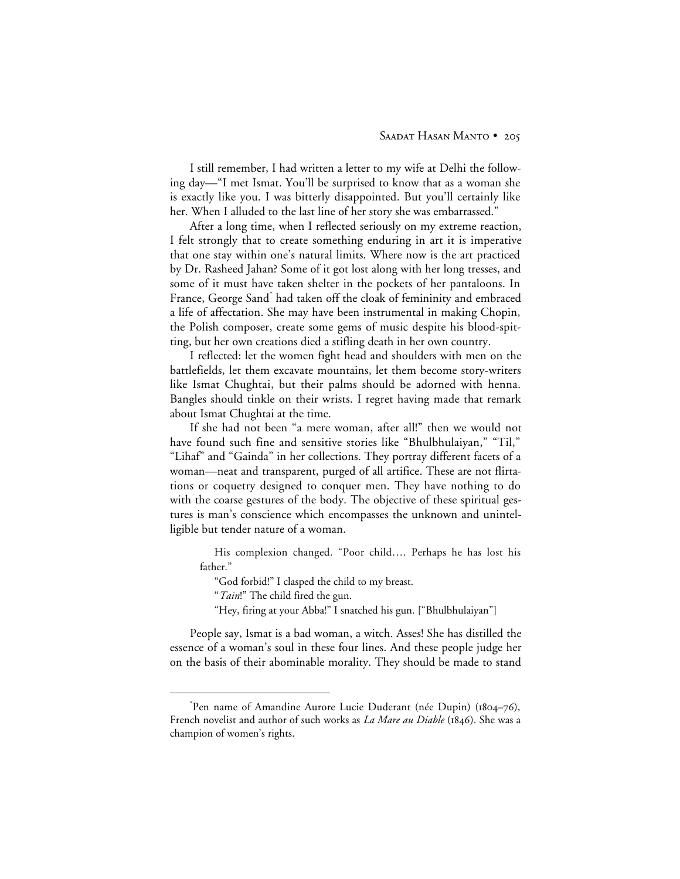I still remember, I had written a letter to my wife at Delhi the following day—"I met Ismat. You'll be surprised to know that as a woman she is exactly like you. I was bitterly disappointed. But you'll certainly like her. When I alluded to the last line of her story she was embarrassed."

After a long time, when I reflected seriously on my extreme reaction, I felt strongly that to create something enduring in art it is imperative that one stay within one's natural limits. Where now is the art practiced by Dr. Rasheed Jahan? Some of it got lost along with her long tresses, and some of it must have taken shelter in the pockets of her pantaloons. In France, George Sand* had taken off the cloak of femininity and embraced a life of affectation. She may have been instrumental in making Chopin, the Polish composer, create some gems of music despite his blood-spitting, but her own creations died a stifling death in her own country.

I reflected: let the women fight head and shoulders with men on the battlefields, let them excavate mountains, let them become story-writers like Ismat Chughtai, but their palms should be adorned with henna. Bangles should tinkle on their wrists. I regret having made that remark about Ismat Chughtai at the time.

If she had not been "a mere woman, after all!" then we would not have found such fine and sensitive stories like "Bhulbhulaiyan," "Til," "Lihaf" and "Gainda" in her collections. They portray different facets of a woman—neat and transparent, purged of all artifice. These are not flirtations or coquetry designed to conquer men. They have nothing to do with the coarse gestures of the body. The objective of these spiritual gestures is man's conscience which encompasses the unknown and unintelligible but tender nature of a woman.

> His complexion changed. "Poor child.... Perhaps he has lost his father."
>
> "God forbid!" I clasped the child to my breast.
>
> "*Tain*!" The child fired the gun.
>
> "Hey, firing at your Abba!" I snatched his gun. ["Bhulbhulaiyan"]

People say, Ismat is a bad woman, a witch. Asses! She has distilled the essence of a woman's soul in these four lines. And these people judge her on the basis of their abominable morality. They should be made to stand

---

*Pen name of Amandine Aurore Lucie Duderant (née Dupin) (1804–76), French novelist and author of such works as *La Mare au Diable* (1846). She was a champion of women's rights.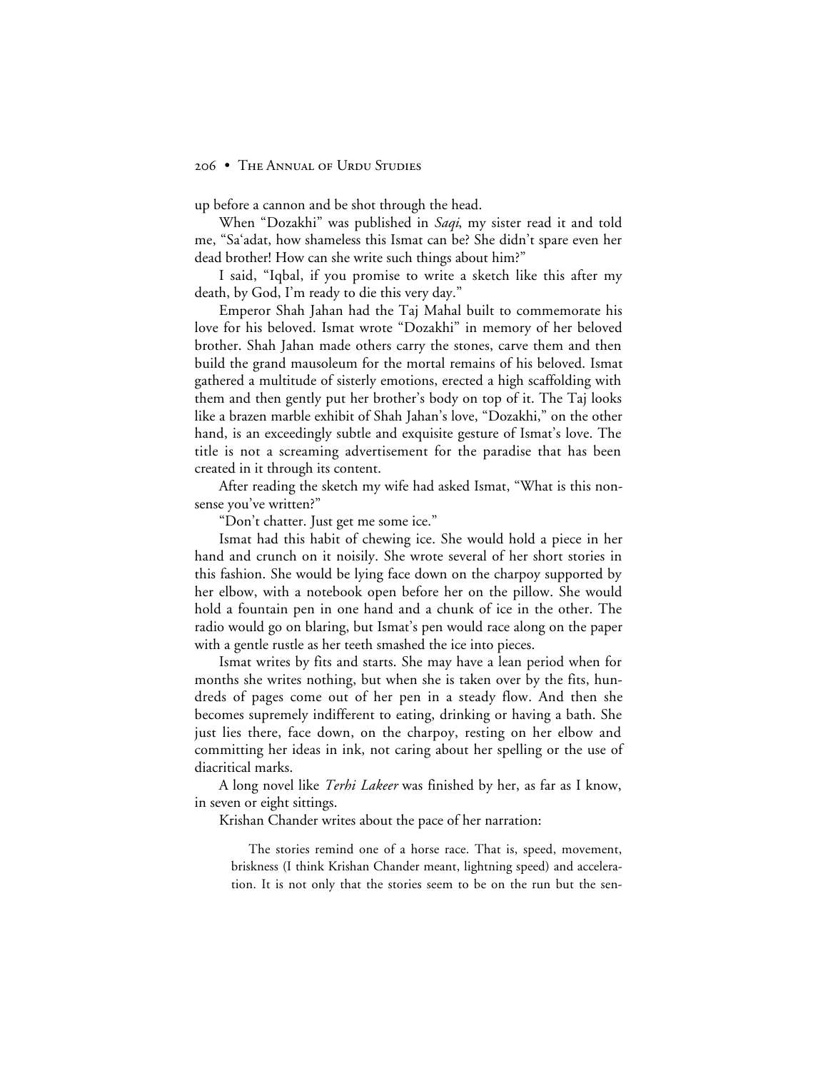up before a cannon and be shot through the head.

When "Dozakhi" was published in *Saqi*, my sister read it and told me, "Sa'adat, how shameless this Ismat can be? She didn't spare even her dead brother! How can she write such things about him?"

I said, "Iqbal, if you promise to write a sketch like this after my death, by God, I'm ready to die this very day."

Emperor Shah Jahan had the Taj Mahal built to commemorate his love for his beloved. Ismat wrote "Dozakhi" in memory of her beloved brother. Shah Jahan made others carry the stones, carve them and then build the grand mausoleum for the mortal remains of his beloved. Ismat gathered a multitude of sisterly emotions, erected a high scaffolding with them and then gently put her brother's body on top of it. The Taj looks like a brazen marble exhibit of Shah Jahan's love, "Dozakhi," on the other hand, is an exceedingly subtle and exquisite gesture of Ismat's love. The title is not a screaming advertisement for the paradise that has been created in it through its content.

After reading the sketch my wife had asked Ismat, "What is this nonsense you've written?"

"Don't chatter. Just get me some ice."

Ismat had this habit of chewing ice. She would hold a piece in her hand and crunch on it noisily. She wrote several of her short stories in this fashion. She would be lying face down on the charpoy supported by her elbow, with a notebook open before her on the pillow. She would hold a fountain pen in one hand and a chunk of ice in the other. The radio would go on blaring, but Ismat's pen would race along on the paper with a gentle rustle as her teeth smashed the ice into pieces.

Ismat writes by fits and starts. She may have a lean period when for months she writes nothing, but when she is taken over by the fits, hundreds of pages come out of her pen in a steady flow. And then she becomes supremely indifferent to eating, drinking or having a bath. She just lies there, face down, on the charpoy, resting on her elbow and committing her ideas in ink, not caring about her spelling or the use of diacritical marks.

A long novel like *Terhi Lakeer* was finished by her, as far as I know, in seven or eight sittings.

Krishan Chander writes about the pace of her narration:

> The stories remind one of a horse race. That is, speed, movement, briskness (I think Krishan Chander meant, lightning speed) and acceleration. It is not only that the stories seem to be on the run but the sen-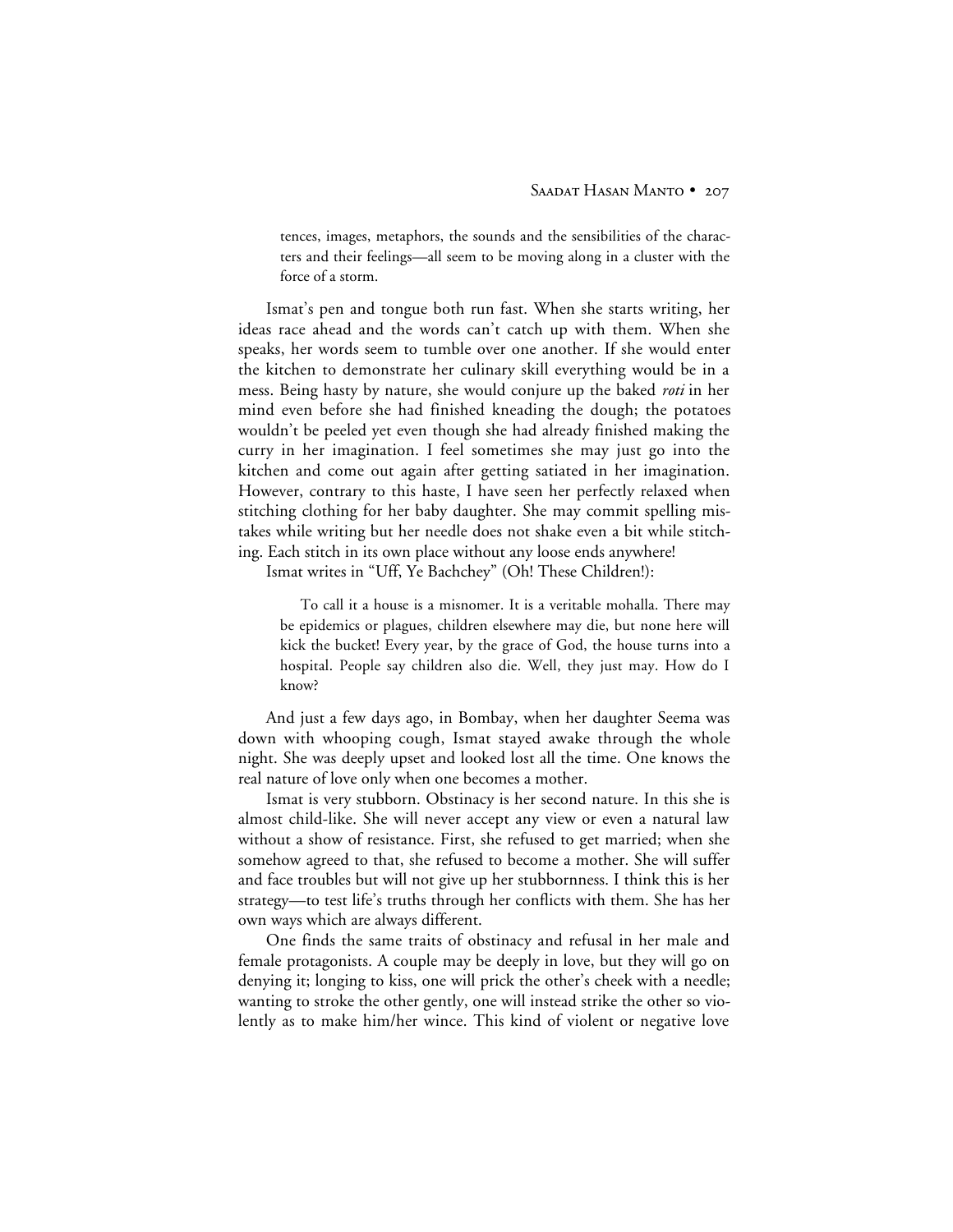tences, images, metaphors, the sounds and the sensibilities of the characters and their feelings—all seem to be moving along in a cluster with the force of a storm.

Ismat's pen and tongue both run fast. When she starts writing, her ideas race ahead and the words can't catch up with them. When she speaks, her words seem to tumble over one another. If she would enter the kitchen to demonstrate her culinary skill everything would be in a mess. Being hasty by nature, she would conjure up the baked *roti* in her mind even before she had finished kneading the dough; the potatoes wouldn't be peeled yet even though she had already finished making the curry in her imagination. I feel sometimes she may just go into the kitchen and come out again after getting satiated in her imagination. However, contrary to this haste, I have seen her perfectly relaxed when stitching clothing for her baby daughter. She may commit spelling mistakes while writing but her needle does not shake even a bit while stitching. Each stitch in its own place without any loose ends anywhere!

Ismat writes in "Uff, Ye Bachchey" (Oh! These Children!):

> To call it a house is a misnomer. It is a veritable mohalla. There may be epidemics or plagues, children elsewhere may die, but none here will kick the bucket! Every year, by the grace of God, the house turns into a hospital. People say children also die. Well, they just may. How do I know?

And just a few days ago, in Bombay, when her daughter Seema was down with whooping cough, Ismat stayed awake through the whole night. She was deeply upset and looked lost all the time. One knows the real nature of love only when one becomes a mother.

Ismat is very stubborn. Obstinacy is her second nature. In this she is almost child-like. She will never accept any view or even a natural law without a show of resistance. First, she refused to get married; when she somehow agreed to that, she refused to become a mother. She will suffer and face troubles but will not give up her stubbornness. I think this is her strategy—to test life's truths through her conflicts with them. She has her own ways which are always different.

One finds the same traits of obstinacy and refusal in her male and female protagonists. A couple may be deeply in love, but they will go on denying it; longing to kiss, one will prick the other's cheek with a needle; wanting to stroke the other gently, one will instead strike the other so violently as to make him/her wince. This kind of violent or negative love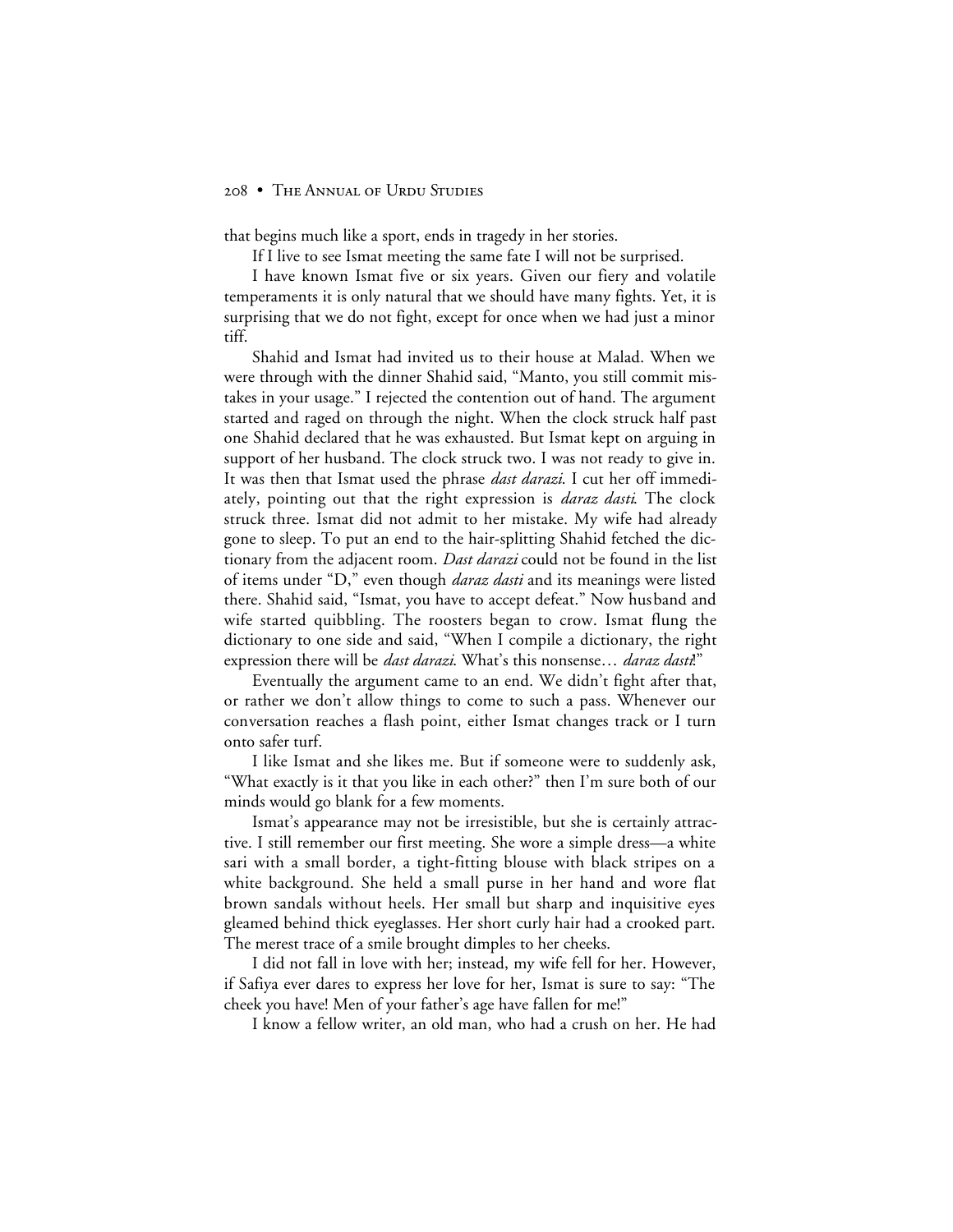that begins much like a sport, ends in tragedy in her stories.

If I live to see Ismat meeting the same fate I will not be surprised.

I have known Ismat five or six years. Given our fiery and volatile temperaments it is only natural that we should have many fights. Yet, it is surprising that we do not fight, except for once when we had just a minor tiff.

Shahid and Ismat had invited us to their house at Malad. When we were through with the dinner Shahid said, "Manto, you still commit mistakes in your usage." I rejected the contention out of hand. The argument started and raged on through the night. When the clock struck half past one Shahid declared that he was exhausted. But Ismat kept on arguing in support of her husband. The clock struck two. I was not ready to give in. It was then that Ismat used the phrase *dast darazi.* I cut her off immediately, pointing out that the right expression is *daraz dasti.* The clock struck three. Ismat did not admit to her mistake. My wife had already gone to sleep. To put an end to the hair-splitting Shahid fetched the dictionary from the adjacent room. *Dast darazi* could not be found in the list of items under "D," even though *daraz dasti* and its meanings were listed there. Shahid said, "Ismat, you have to accept defeat." Now husband and wife started quibbling. The roosters began to crow. Ismat flung the dictionary to one side and said, "When I compile a dictionary, the right expression there will be *dast darazi.* What's this nonsense… *daraz dasti!*"

Eventually the argument came to an end. We didn't fight after that, or rather we don't allow things to come to such a pass. Whenever our conversation reaches a flash point, either Ismat changes track or I turn onto safer turf.

I like Ismat and she likes me. But if someone were to suddenly ask, "What exactly is it that you like in each other?" then I'm sure both of our minds would go blank for a few moments.

Ismat's appearance may not be irresistible, but she is certainly attractive. I still remember our first meeting. She wore a simple dress—a white sari with a small border, a tight-fitting blouse with black stripes on a white background. She held a small purse in her hand and wore flat brown sandals without heels. Her small but sharp and inquisitive eyes gleamed behind thick eyeglasses. Her short curly hair had a crooked part. The merest trace of a smile brought dimples to her cheeks.

I did not fall in love with her; instead, my wife fell for her. However, if Safiya ever dares to express her love for her, Ismat is sure to say: "The cheek you have! Men of your father's age have fallen for me!"

I know a fellow writer, an old man, who had a crush on her. He had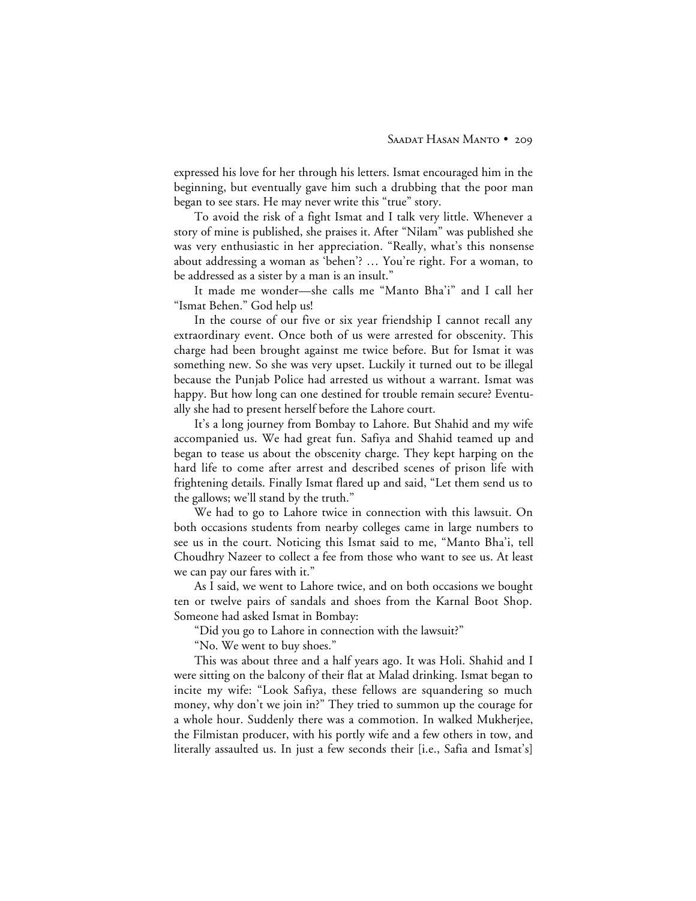expressed his love for her through his letters. Ismat encouraged him in the beginning, but eventually gave him such a drubbing that the poor man began to see stars. He may never write this "true" story.

To avoid the risk of a fight Ismat and I talk very little. Whenever a story of mine is published, she praises it. After "Nilam" was published she was very enthusiastic in her appreciation. "Really, what's this nonsense about addressing a woman as 'behen'? … You're right. For a woman, to be addressed as a sister by a man is an insult."

It made me wonder—she calls me "Manto Bha'i" and I call her "Ismat Behen." God help us!

In the course of our five or six year friendship I cannot recall any extraordinary event. Once both of us were arrested for obscenity. This charge had been brought against me twice before. But for Ismat it was something new. So she was very upset. Luckily it turned out to be illegal because the Punjab Police had arrested us without a warrant. Ismat was happy. But how long can one destined for trouble remain secure? Eventually she had to present herself before the Lahore court.

It's a long journey from Bombay to Lahore. But Shahid and my wife accompanied us. We had great fun. Safiya and Shahid teamed up and began to tease us about the obscenity charge. They kept harping on the hard life to come after arrest and described scenes of prison life with frightening details. Finally Ismat flared up and said, "Let them send us to the gallows; we'll stand by the truth."

We had to go to Lahore twice in connection with this lawsuit. On both occasions students from nearby colleges came in large numbers to see us in the court. Noticing this Ismat said to me, "Manto Bha'i, tell Choudhry Nazeer to collect a fee from those who want to see us. At least we can pay our fares with it."

As I said, we went to Lahore twice, and on both occasions we bought ten or twelve pairs of sandals and shoes from the Karnal Boot Shop. Someone had asked Ismat in Bombay:

"Did you go to Lahore in connection with the lawsuit?"

"No. We went to buy shoes."

This was about three and a half years ago. It was Holi. Shahid and I were sitting on the balcony of their flat at Malad drinking. Ismat began to incite my wife: "Look Safiya, these fellows are squandering so much money, why don't we join in?" They tried to summon up the courage for a whole hour. Suddenly there was a commotion. In walked Mukherjee, the Filmistan producer, with his portly wife and a few others in tow, and literally assaulted us. In just a few seconds their [i.e., Safia and Ismat's]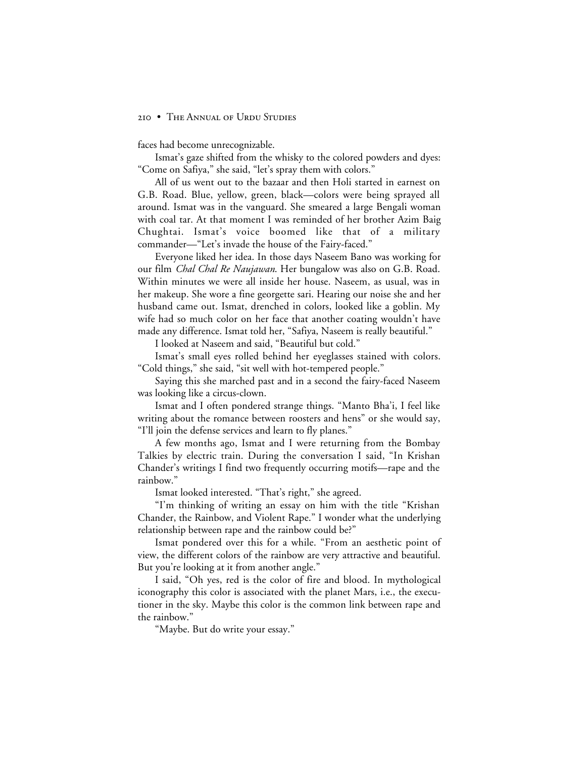faces had become unrecognizable.

Ismat's gaze shifted from the whisky to the colored powders and dyes: "Come on Safiya," she said, "let's spray them with colors."

All of us went out to the bazaar and then Holi started in earnest on G.B. Road. Blue, yellow, green, black—colors were being sprayed all around. Ismat was in the vanguard. She smeared a large Bengali woman with coal tar. At that moment I was reminded of her brother Azim Baig Chughtai. Ismat's voice boomed like that of a military commander—"Let's invade the house of the Fairy-faced."

Everyone liked her idea. In those days Naseem Bano was working for our film *Chal Chal Re Naujawan.* Her bungalow was also on G.B. Road. Within minutes we were all inside her house. Naseem, as usual, was in her makeup. She wore a fine georgette sari. Hearing our noise she and her husband came out. Ismat, drenched in colors, looked like a goblin. My wife had so much color on her face that another coating wouldn't have made any difference. Ismat told her, "Safiya, Naseem is really beautiful."

I looked at Naseem and said, "Beautiful but cold."

Ismat's small eyes rolled behind her eyeglasses stained with colors. "Cold things," she said, "sit well with hot-tempered people."

Saying this she marched past and in a second the fairy-faced Naseem was looking like a circus-clown.

Ismat and I often pondered strange things. "Manto Bha'i, I feel like writing about the romance between roosters and hens" or she would say, "I'll join the defense services and learn to fly planes."

A few months ago, Ismat and I were returning from the Bombay Talkies by electric train. During the conversation I said, "In Krishan Chander's writings I find two frequently occurring motifs—rape and the rainbow."

Ismat looked interested. "That's right," she agreed.

"I'm thinking of writing an essay on him with the title "Krishan Chander, the Rainbow, and Violent Rape." I wonder what the underlying relationship between rape and the rainbow could be?"

Ismat pondered over this for a while. "From an aesthetic point of view, the different colors of the rainbow are very attractive and beautiful. But you're looking at it from another angle."

I said, "Oh yes, red is the color of fire and blood. In mythological iconography this color is associated with the planet Mars, i.e., the executioner in the sky. Maybe this color is the common link between rape and the rainbow."

"Maybe. But do write your essay."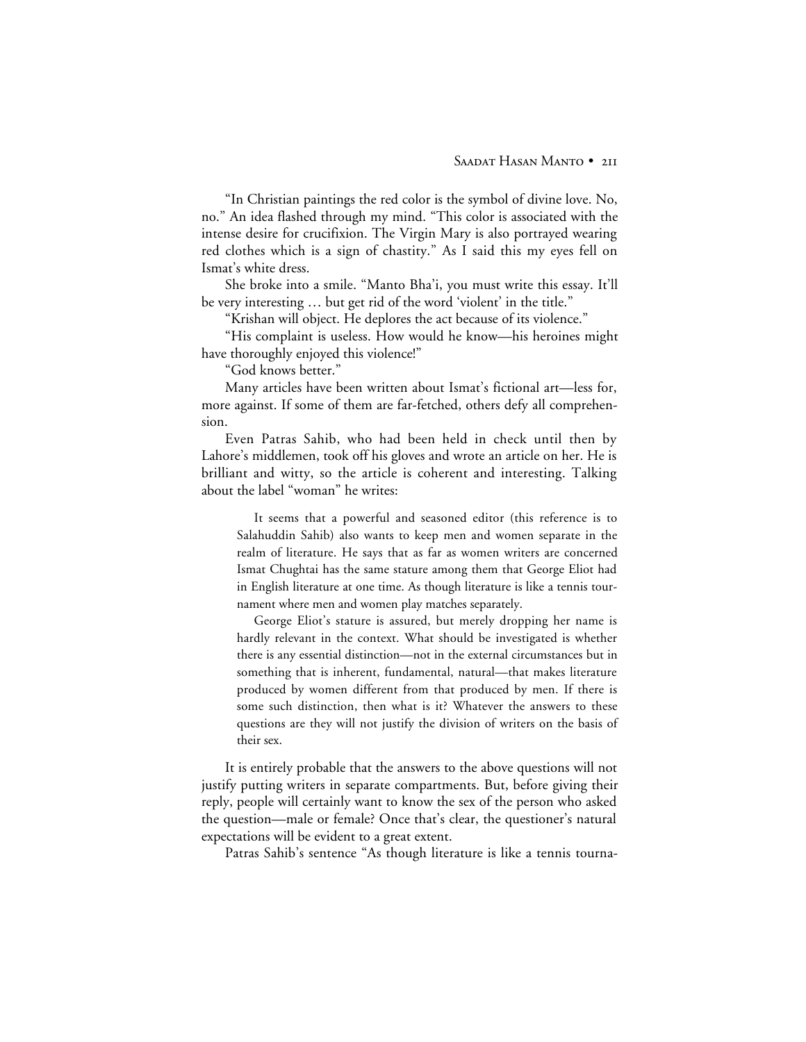"In Christian paintings the red color is the symbol of divine love. No, no." An idea flashed through my mind. "This color is associated with the intense desire for crucifixion. The Virgin Mary is also portrayed wearing red clothes which is a sign of chastity." As I said this my eyes fell on Ismat's white dress.

She broke into a smile. "Manto Bha'i, you must write this essay. It'll be very interesting … but get rid of the word 'violent' in the title."

"Krishan will object. He deplores the act because of its violence."

"His complaint is useless. How would he know—his heroines might have thoroughly enjoyed this violence!"

"God knows better."

Many articles have been written about Ismat's fictional art—less for, more against. If some of them are far-fetched, others defy all comprehension.

Even Patras Sahib, who had been held in check until then by Lahore's middlemen, took off his gloves and wrote an article on her. He is brilliant and witty, so the article is coherent and interesting. Talking about the label "woman" he writes:

> It seems that a powerful and seasoned editor (this reference is to Salahuddin Sahib) also wants to keep men and women separate in the realm of literature. He says that as far as women writers are concerned Ismat Chughtai has the same stature among them that George Eliot had in English literature at one time. As though literature is like a tennis tournament where men and women play matches separately.
>
> George Eliot's stature is assured, but merely dropping her name is hardly relevant in the context. What should be investigated is whether there is any essential distinction—not in the external circumstances but in something that is inherent, fundamental, natural—that makes literature produced by women different from that produced by men. If there is some such distinction, then what is it? Whatever the answers to these questions are they will not justify the division of writers on the basis of their sex.

It is entirely probable that the answers to the above questions will not justify putting writers in separate compartments. But, before giving their reply, people will certainly want to know the sex of the person who asked the question—male or female? Once that's clear, the questioner's natural expectations will be evident to a great extent.

Patras Sahib's sentence "As though literature is like a tennis tourna-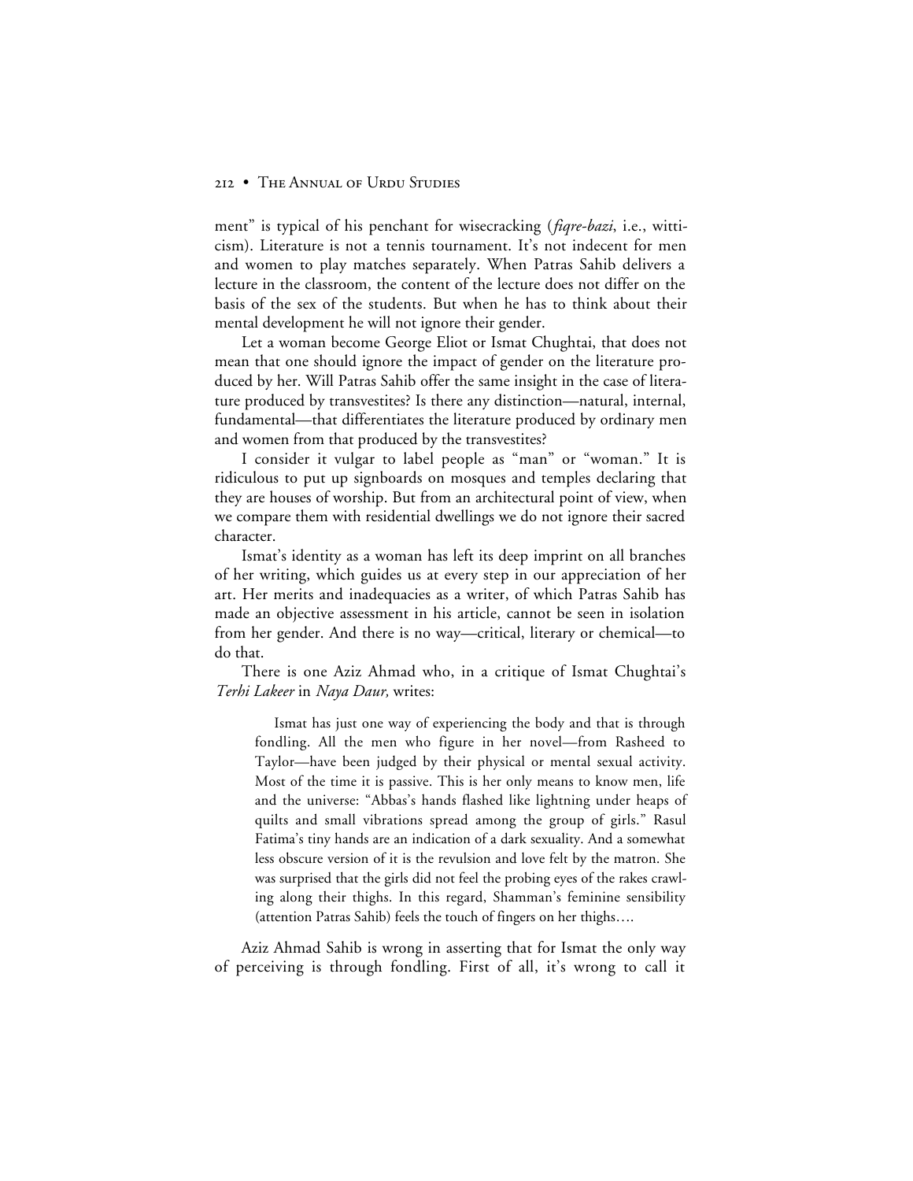ment" is typical of his penchant for wisecracking (*fiqre-bazi*, i.e., witticism). Literature is not a tennis tournament. It's not indecent for men and women to play matches separately. When Patras Sahib delivers a lecture in the classroom, the content of the lecture does not differ on the basis of the sex of the students. But when he has to think about their mental development he will not ignore their gender.

Let a woman become George Eliot or Ismat Chughtai, that does not mean that one should ignore the impact of gender on the literature produced by her. Will Patras Sahib offer the same insight in the case of literature produced by transvestites? Is there any distinction—natural, internal, fundamental—that differentiates the literature produced by ordinary men and women from that produced by the transvestites?

I consider it vulgar to label people as "man" or "woman." It is ridiculous to put up signboards on mosques and temples declaring that they are houses of worship. But from an architectural point of view, when we compare them with residential dwellings we do not ignore their sacred character.

Ismat's identity as a woman has left its deep imprint on all branches of her writing, which guides us at every step in our appreciation of her art. Her merits and inadequacies as a writer, of which Patras Sahib has made an objective assessment in his article, cannot be seen in isolation from her gender. And there is no way—critical, literary or chemical—to do that.

There is one Aziz Ahmad who, in a critique of Ismat Chughtai's *Terhi Lakeer* in *Naya Daur,* writes:

> Ismat has just one way of experiencing the body and that is through fondling. All the men who figure in her novel—from Rasheed to Taylor—have been judged by their physical or mental sexual activity. Most of the time it is passive. This is her only means to know men, life and the universe: "Abbas's hands flashed like lightning under heaps of quilts and small vibrations spread among the group of girls." Rasul Fatima's tiny hands are an indication of a dark sexuality. And a somewhat less obscure version of it is the revulsion and love felt by the matron. She was surprised that the girls did not feel the probing eyes of the rakes crawling along their thighs. In this regard, Shamman's feminine sensibility (attention Patras Sahib) feels the touch of fingers on her thighs….

Aziz Ahmad Sahib is wrong in asserting that for Ismat the only way of perceiving is through fondling. First of all, it's wrong to call it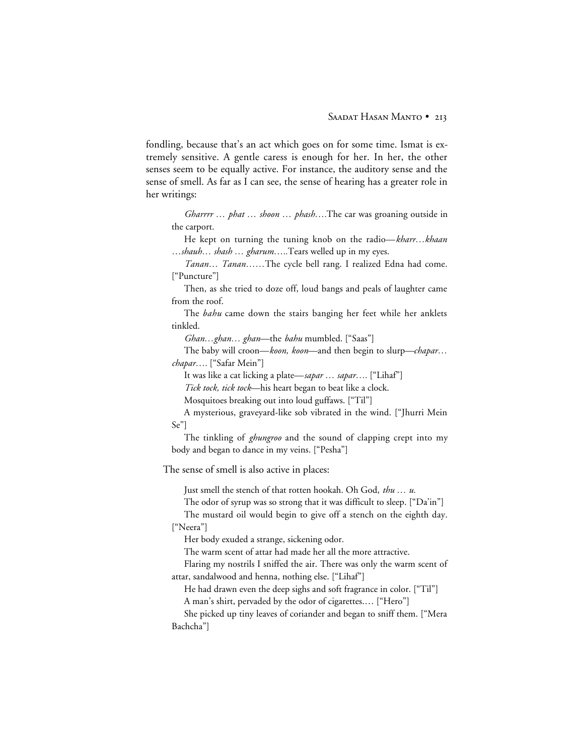fondling, because that's an act which goes on for some time. Ismat is extremely sensitive. A gentle caress is enough for her. In her, the other senses seem to be equally active. For instance, the auditory sense and the sense of smell. As far as I can see, the sense of hearing has a greater role in her writings:

> *Gharrrr … phat … shoon … phash….*The car was groaning outside in the carport.
>
> He kept on turning the tuning knob on the radio—*kharr…khaan …shauh… shash … gharum…..*Tears welled up in my eyes.
>
> *Tanan… Tanan……*The cycle bell rang. I realized Edna had come. ["Puncture"]
>
> Then, as she tried to doze off, loud bangs and peals of laughter came from the roof.
>
> The *bahu* came down the stairs banging her feet while her anklets tinkled.
>
> *Ghan…ghan… ghan*—the *bahu* mumbled. ["Saas"]
>
> The baby will croon—*koon, koon*—and then begin to slurp—*chapar… chapar….* ["Safar Mein"]
>
> It was like a cat licking a plate—*sapar … sapar….* ["Lihaf"]
>
> *Tick tock, tick tock*—his heart began to beat like a clock.
>
> Mosquitoes breaking out into loud guffaws. ["Til"]
>
> A mysterious, graveyard-like sob vibrated in the wind. ["Jhurri Mein Se"]
>
> The tinkling of *ghungroo* and the sound of clapping crept into my body and began to dance in my veins. ["Pesha"]

The sense of smell is also active in places:

> Just smell the stench of that rotten hookah. Oh God, *thu … u.*
>
> The odor of syrup was so strong that it was difficult to sleep. ["Da'in"]
>
> The mustard oil would begin to give off a stench on the eighth day. ["Neera"]
>
> Her body exuded a strange, sickening odor.
>
> The warm scent of attar had made her all the more attractive.
>
> Flaring my nostrils I sniffed the air. There was only the warm scent of attar, sandalwood and henna, nothing else. ["Lihaf"]
>
> He had drawn even the deep sighs and soft fragrance in color. ["Til"]
>
> A man's shirt, pervaded by the odor of cigarettes.… ["Hero"]
>
> She picked up tiny leaves of coriander and began to sniff them. ["Mera Bachcha"]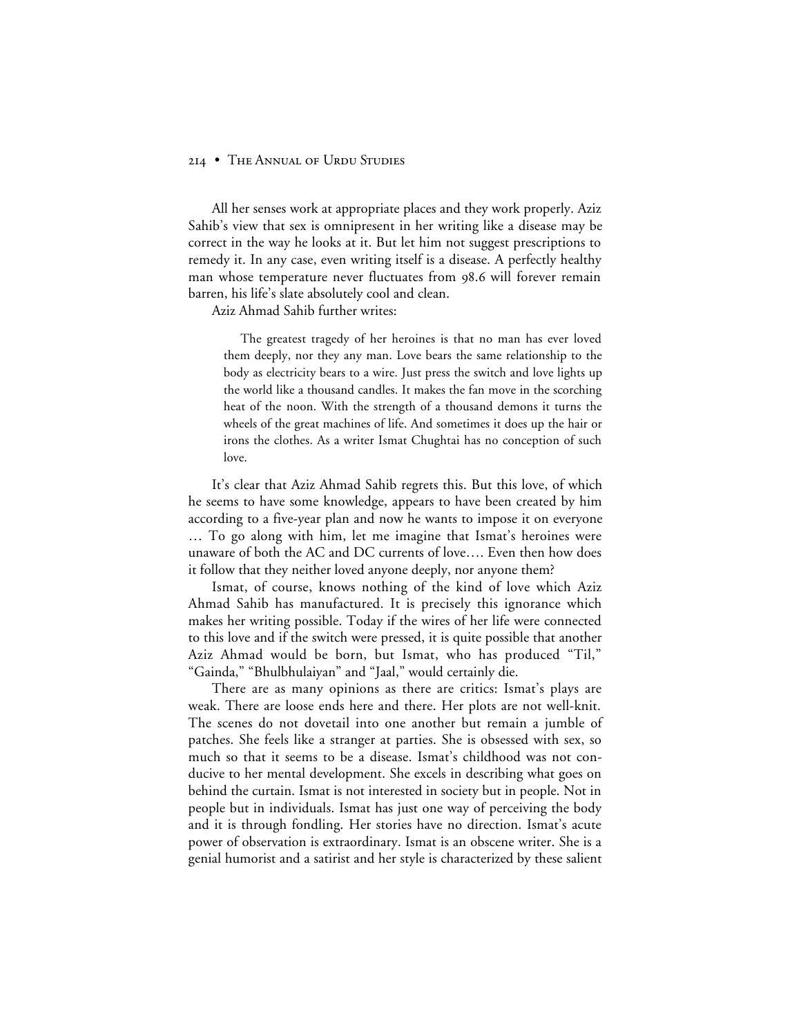All her senses work at appropriate places and they work properly. Aziz Sahib's view that sex is omnipresent in her writing like a disease may be correct in the way he looks at it. But let him not suggest prescriptions to remedy it. In any case, even writing itself is a disease. A perfectly healthy man whose temperature never fluctuates from 98.6 will forever remain barren, his life's slate absolutely cool and clean.

Aziz Ahmad Sahib further writes:

> The greatest tragedy of her heroines is that no man has ever loved them deeply, nor they any man. Love bears the same relationship to the body as electricity bears to a wire. Just press the switch and love lights up the world like a thousand candles. It makes the fan move in the scorching heat of the noon. With the strength of a thousand demons it turns the wheels of the great machines of life. And sometimes it does up the hair or irons the clothes. As a writer Ismat Chughtai has no conception of such love.

It's clear that Aziz Ahmad Sahib regrets this. But this love, of which he seems to have some knowledge, appears to have been created by him according to a five-year plan and now he wants to impose it on everyone … To go along with him, let me imagine that Ismat's heroines were unaware of both the AC and DC currents of love…. Even then how does it follow that they neither loved anyone deeply, nor anyone them?

Ismat, of course, knows nothing of the kind of love which Aziz Ahmad Sahib has manufactured. It is precisely this ignorance which makes her writing possible. Today if the wires of her life were connected to this love and if the switch were pressed, it is quite possible that another Aziz Ahmad would be born, but Ismat, who has produced "Til," "Gainda," "Bhulbhulaiyan" and "Jaal," would certainly die.

There are as many opinions as there are critics: Ismat's plays are weak. There are loose ends here and there. Her plots are not well-knit. The scenes do not dovetail into one another but remain a jumble of patches. She feels like a stranger at parties. She is obsessed with sex, so much so that it seems to be a disease. Ismat's childhood was not conducive to her mental development. She excels in describing what goes on behind the curtain. Ismat is not interested in society but in people. Not in people but in individuals. Ismat has just one way of perceiving the body and it is through fondling. Her stories have no direction. Ismat's acute power of observation is extraordinary. Ismat is an obscene writer. She is a genial humorist and a satirist and her style is characterized by these salient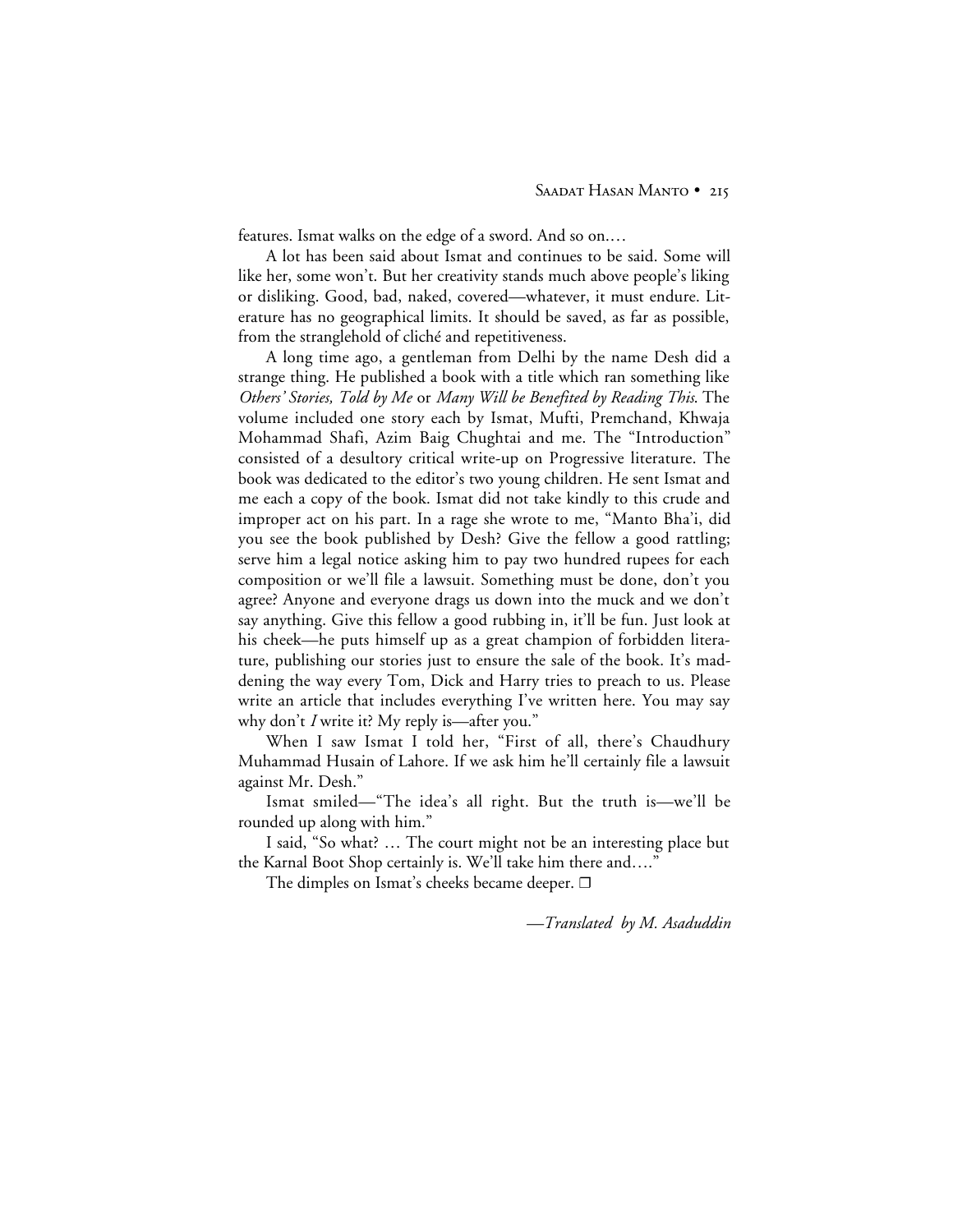features. Ismat walks on the edge of a sword. And so on.…

A lot has been said about Ismat and continues to be said. Some will like her, some won't. But her creativity stands much above people's liking or disliking. Good, bad, naked, covered—whatever, it must endure. Literature has no geographical limits. It should be saved, as far as possible, from the stranglehold of cliché and repetitiveness.

A long time ago, a gentleman from Delhi by the name Desh did a strange thing. He published a book with a title which ran something like *Others' Stories, Told by Me* or *Many Will be Benefited by Reading This*. The volume included one story each by Ismat, Mufti, Premchand, Khwaja Mohammad Shafi, Azim Baig Chughtai and me. The "Introduction" consisted of a desultory critical write-up on Progressive literature. The book was dedicated to the editor's two young children. He sent Ismat and me each a copy of the book. Ismat did not take kindly to this crude and improper act on his part. In a rage she wrote to me, "Manto Bha'i, did you see the book published by Desh? Give the fellow a good rattling; serve him a legal notice asking him to pay two hundred rupees for each composition or we'll file a lawsuit. Something must be done, don't you agree? Anyone and everyone drags us down into the muck and we don't say anything. Give this fellow a good rubbing in, it'll be fun. Just look at his cheek—he puts himself up as a great champion of forbidden literature, publishing our stories just to ensure the sale of the book. It's maddening the way every Tom, Dick and Harry tries to preach to us. Please write an article that includes everything I've written here. You may say why don't *I* write it? My reply is—after you."

When I saw Ismat I told her, "First of all, there's Chaudhury Muhammad Husain of Lahore. If we ask him he'll certainly file a lawsuit against Mr. Desh."

Ismat smiled—"The idea's all right. But the truth is—we'll be rounded up along with him."

I said, "So what? … The court might not be an interesting place but the Karnal Boot Shop certainly is. We'll take him there and…."

The dimples on Ismat's cheeks became deeper. ❒

*—Translated by M. Asaduddin*